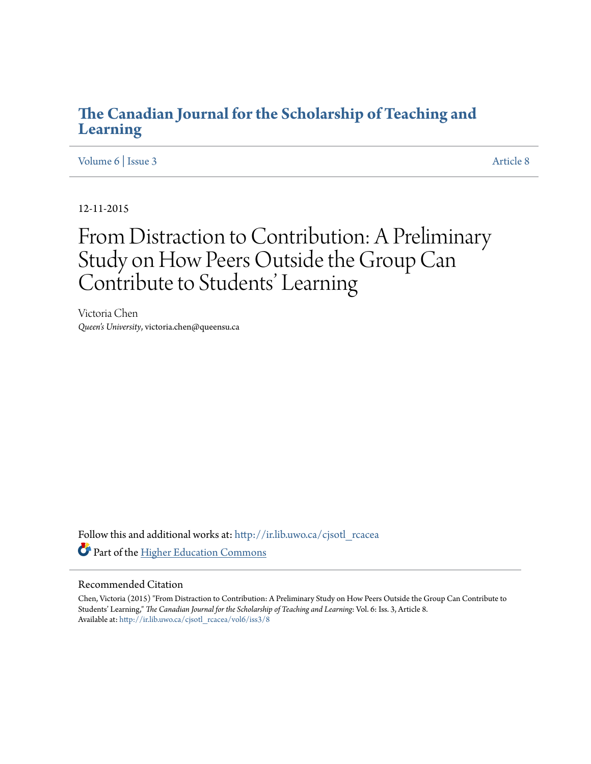# The Canadian Journal for the Scholarship of Teaching and Learning

Volume 6 | Issue 3 Article 8

12-11-2015

# From Distraction to Contribution: A Preliminary Study on How Peers Outside the Group Can Contribute to Students' Learning

Victoria Chen
*Queen's University*, victoria.chen@queensu.ca

Follow this and additional works at: http://ir.lib.uwo.ca/cjsotl_rcacea

Part of the Higher Education Commons

## Recommended Citation

Chen, Victoria (2015) "From Distraction to Contribution: A Preliminary Study on How Peers Outside the Group Can Contribute to Students' Learning," *The Canadian Journal for the Scholarship of Teaching and Learning*: Vol. 6: Iss. 3, Article 8.
Available at: http://ir.lib.uwo.ca/cjsotl_rcacea/vol6/iss3/8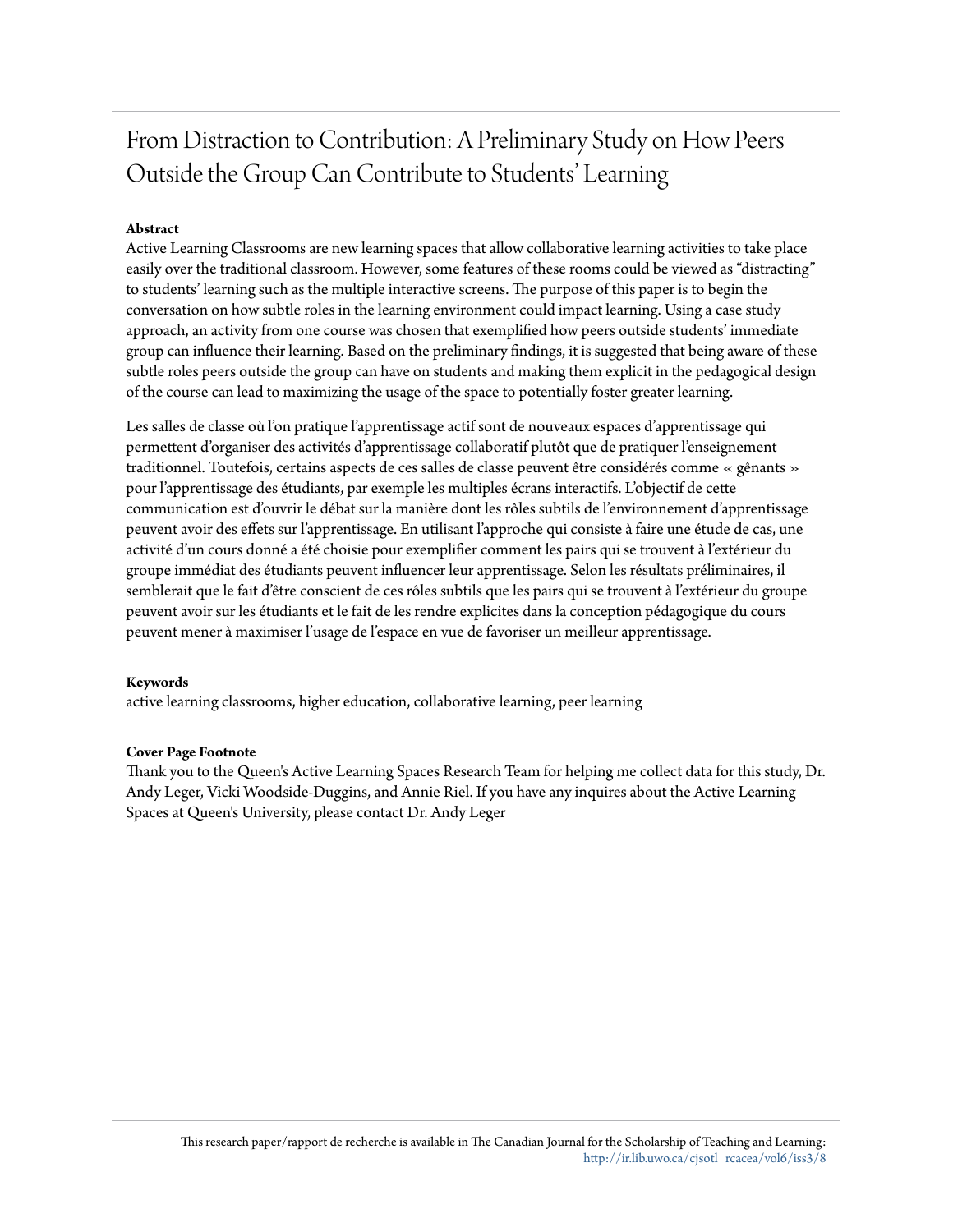# From Distraction to Contribution: A Preliminary Study on How Peers Outside the Group Can Contribute to Students' Learning

**Abstract**

Active Learning Classrooms are new learning spaces that allow collaborative learning activities to take place easily over the traditional classroom. However, some features of these rooms could be viewed as "distracting" to students' learning such as the multiple interactive screens. The purpose of this paper is to begin the conversation on how subtle roles in the learning environment could impact learning. Using a case study approach, an activity from one course was chosen that exemplified how peers outside students' immediate group can influence their learning. Based on the preliminary findings, it is suggested that being aware of these subtle roles peers outside the group can have on students and making them explicit in the pedagogical design of the course can lead to maximizing the usage of the space to potentially foster greater learning.

Les salles de classe où l'on pratique l'apprentissage actif sont de nouveaux espaces d'apprentissage qui permettent d'organiser des activités d'apprentissage collaboratif plutôt que de pratiquer l'enseignement traditionnel. Toutefois, certains aspects de ces salles de classe peuvent être considérés comme « gênants » pour l'apprentissage des étudiants, par exemple les multiples écrans interactifs. L'objectif de cette communication est d'ouvrir le débat sur la manière dont les rôles subtils de l'environnement d'apprentissage peuvent avoir des effets sur l'apprentissage. En utilisant l'approche qui consiste à faire une étude de cas, une activité d'un cours donné a été choisie pour exemplifier comment les pairs qui se trouvent à l'extérieur du groupe immédiat des étudiants peuvent influencer leur apprentissage. Selon les résultats préliminaires, il semblerait que le fait d'être conscient de ces rôles subtils que les pairs qui se trouvent à l'extérieur du groupe peuvent avoir sur les étudiants et le fait de les rendre explicites dans la conception pédagogique du cours peuvent mener à maximiser l'usage de l'espace en vue de favoriser un meilleur apprentissage.

**Keywords**

active learning classrooms, higher education, collaborative learning, peer learning

**Cover Page Footnote**

Thank you to the Queen's Active Learning Spaces Research Team for helping me collect data for this study, Dr. Andy Leger, Vicki Woodside-Duggins, and Annie Riel. If you have any inquires about the Active Learning Spaces at Queen's University, please contact Dr. Andy Leger

This research paper/rapport de recherche is available in The Canadian Journal for the Scholarship of Teaching and Learning: http://ir.lib.uwo.ca/cjsotl_rcacea/vol6/iss3/8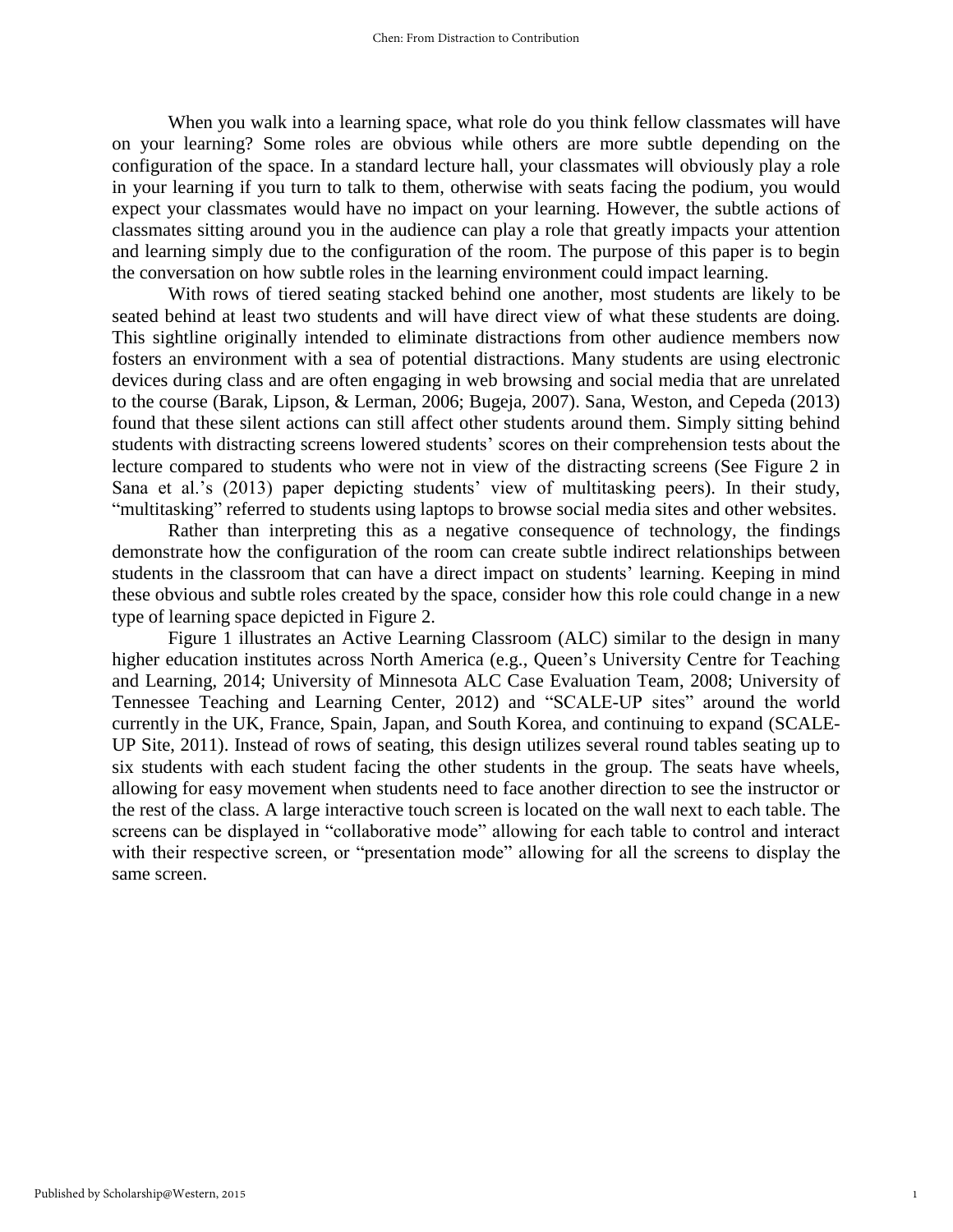When you walk into a learning space, what role do you think fellow classmates will have on your learning? Some roles are obvious while others are more subtle depending on the configuration of the space. In a standard lecture hall, your classmates will obviously play a role in your learning if you turn to talk to them, otherwise with seats facing the podium, you would expect your classmates would have no impact on your learning. However, the subtle actions of classmates sitting around you in the audience can play a role that greatly impacts your attention and learning simply due to the configuration of the room. The purpose of this paper is to begin the conversation on how subtle roles in the learning environment could impact learning.

With rows of tiered seating stacked behind one another, most students are likely to be seated behind at least two students and will have direct view of what these students are doing. This sightline originally intended to eliminate distractions from other audience members now fosters an environment with a sea of potential distractions. Many students are using electronic devices during class and are often engaging in web browsing and social media that are unrelated to the course (Barak, Lipson, & Lerman, 2006; Bugeja, 2007). Sana, Weston, and Cepeda (2013) found that these silent actions can still affect other students around them. Simply sitting behind students with distracting screens lowered students' scores on their comprehension tests about the lecture compared to students who were not in view of the distracting screens (See Figure 2 in Sana et al.'s (2013) paper depicting students' view of multitasking peers). In their study, "multitasking" referred to students using laptops to browse social media sites and other websites.

Rather than interpreting this as a negative consequence of technology, the findings demonstrate how the configuration of the room can create subtle indirect relationships between students in the classroom that can have a direct impact on students' learning. Keeping in mind these obvious and subtle roles created by the space, consider how this role could change in a new type of learning space depicted in Figure 2.

Figure 1 illustrates an Active Learning Classroom (ALC) similar to the design in many higher education institutes across North America (e.g., Queen's University Centre for Teaching and Learning, 2014; University of Minnesota ALC Case Evaluation Team, 2008; University of Tennessee Teaching and Learning Center, 2012) and "SCALE-UP sites" around the world currently in the UK, France, Spain, Japan, and South Korea, and continuing to expand (SCALE-UP Site, 2011). Instead of rows of seating, this design utilizes several round tables seating up to six students with each student facing the other students in the group. The seats have wheels, allowing for easy movement when students need to face another direction to see the instructor or the rest of the class. A large interactive touch screen is located on the wall next to each table. The screens can be displayed in "collaborative mode" allowing for each table to control and interact with their respective screen, or "presentation mode" allowing for all the screens to display the same screen.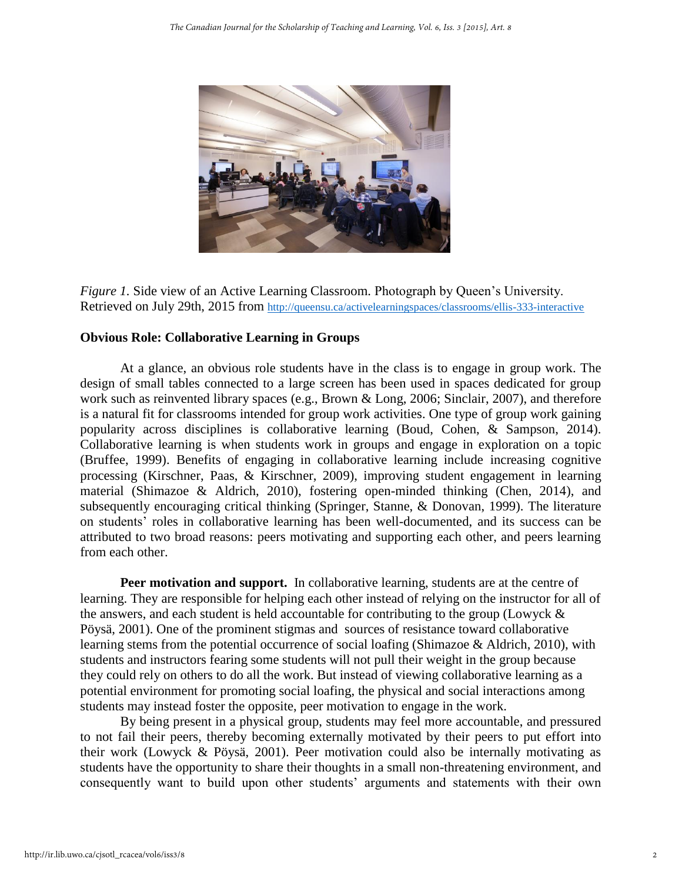*Figure 1.* Side view of an Active Learning Classroom. Photograph by Queen's University. Retrieved on July 29th, 2015 from http://queensu.ca/activelearningspaces/classrooms/ellis-333-interactive

## Obvious Role: Collaborative Learning in Groups

At a glance, an obvious role students have in the class is to engage in group work. The design of small tables connected to a large screen has been used in spaces dedicated for group work such as reinvented library spaces (e.g., Brown & Long, 2006; Sinclair, 2007), and therefore is a natural fit for classrooms intended for group work activities. One type of group work gaining popularity across disciplines is collaborative learning (Boud, Cohen, & Sampson, 2014). Collaborative learning is when students work in groups and engage in exploration on a topic (Bruffee, 1999). Benefits of engaging in collaborative learning include increasing cognitive processing (Kirschner, Paas, & Kirschner, 2009), improving student engagement in learning material (Shimazoe & Aldrich, 2010), fostering open-minded thinking (Chen, 2014), and subsequently encouraging critical thinking (Springer, Stanne, & Donovan, 1999). The literature on students' roles in collaborative learning has been well-documented, and its success can be attributed to two broad reasons: peers motivating and supporting each other, and peers learning from each other.

**Peer motivation and support.** In collaborative learning, students are at the centre of learning. They are responsible for helping each other instead of relying on the instructor for all of the answers, and each student is held accountable for contributing to the group (Lowyck & Pöysä, 2001). One of the prominent stigmas and sources of resistance toward collaborative learning stems from the potential occurrence of social loafing (Shimazoe & Aldrich, 2010), with students and instructors fearing some students will not pull their weight in the group because they could rely on others to do all the work. But instead of viewing collaborative learning as a potential environment for promoting social loafing, the physical and social interactions among students may instead foster the opposite, peer motivation to engage in the work.

By being present in a physical group, students may feel more accountable, and pressured to not fail their peers, thereby becoming externally motivated by their peers to put effort into their work (Lowyck & Pöysä, 2001). Peer motivation could also be internally motivating as students have the opportunity to share their thoughts in a small non-threatening environment, and consequently want to build upon other students' arguments and statements with their own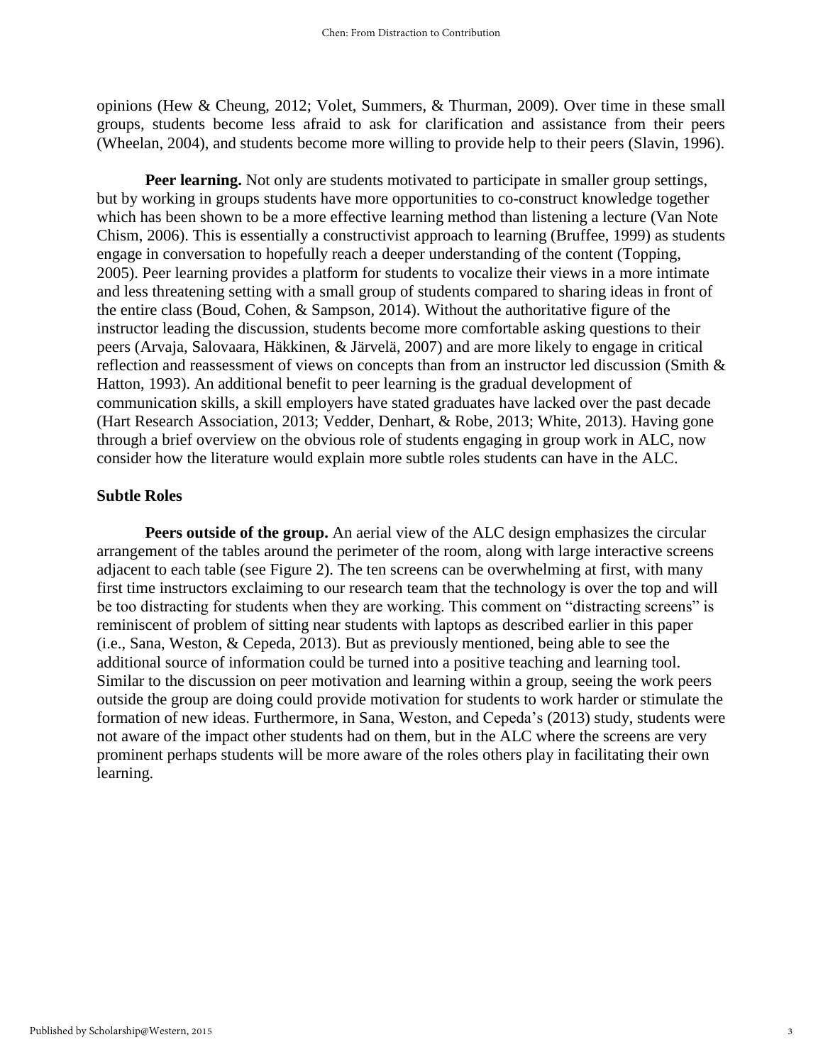opinions (Hew & Cheung, 2012; Volet, Summers, & Thurman, 2009). Over time in these small groups, students become less afraid to ask for clarification and assistance from their peers (Wheelan, 2004), and students become more willing to provide help to their peers (Slavin, 1996).

**Peer learning.** Not only are students motivated to participate in smaller group settings, but by working in groups students have more opportunities to co-construct knowledge together which has been shown to be a more effective learning method than listening a lecture (Van Note Chism, 2006). This is essentially a constructivist approach to learning (Bruffee, 1999) as students engage in conversation to hopefully reach a deeper understanding of the content (Topping, 2005). Peer learning provides a platform for students to vocalize their views in a more intimate and less threatening setting with a small group of students compared to sharing ideas in front of the entire class (Boud, Cohen, & Sampson, 2014). Without the authoritative figure of the instructor leading the discussion, students become more comfortable asking questions to their peers (Arvaja, Salovaara, Häkkinen, & Järvelä, 2007) and are more likely to engage in critical reflection and reassessment of views on concepts than from an instructor led discussion (Smith & Hatton, 1993). An additional benefit to peer learning is the gradual development of communication skills, a skill employers have stated graduates have lacked over the past decade (Hart Research Association, 2013; Vedder, Denhart, & Robe, 2013; White, 2013). Having gone through a brief overview on the obvious role of students engaging in group work in ALC, now consider how the literature would explain more subtle roles students can have in the ALC.

## Subtle Roles

**Peers outside of the group.** An aerial view of the ALC design emphasizes the circular arrangement of the tables around the perimeter of the room, along with large interactive screens adjacent to each table (see Figure 2). The ten screens can be overwhelming at first, with many first time instructors exclaiming to our research team that the technology is over the top and will be too distracting for students when they are working. This comment on "distracting screens" is reminiscent of problem of sitting near students with laptops as described earlier in this paper (i.e., Sana, Weston, & Cepeda, 2013). But as previously mentioned, being able to see the additional source of information could be turned into a positive teaching and learning tool. Similar to the discussion on peer motivation and learning within a group, seeing the work peers outside the group are doing could provide motivation for students to work harder or stimulate the formation of new ideas. Furthermore, in Sana, Weston, and Cepeda's (2013) study, students were not aware of the impact other students had on them, but in the ALC where the screens are very prominent perhaps students will be more aware of the roles others play in facilitating their own learning.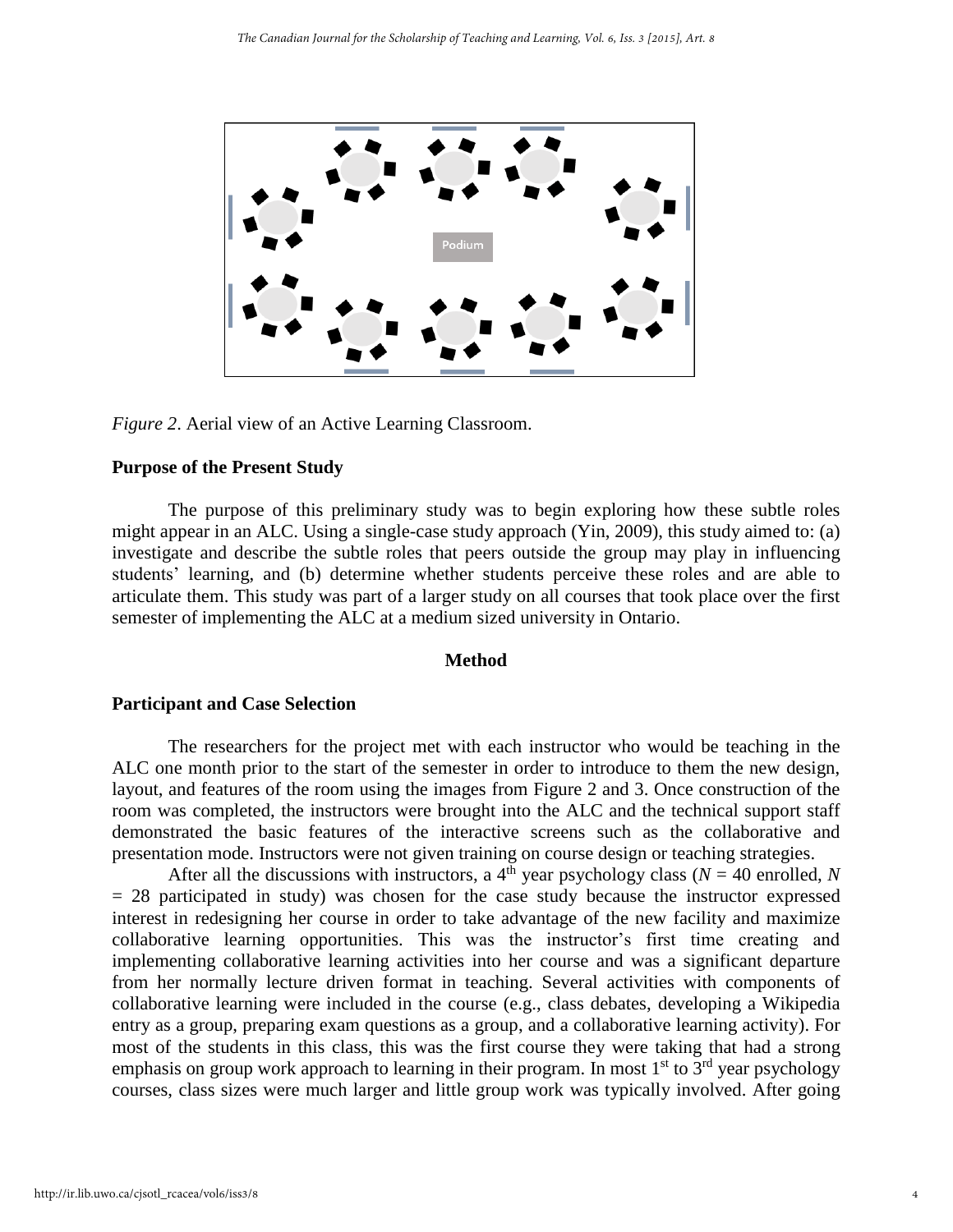Podium

*Figure 2*. Aerial view of an Active Learning Classroom.

## Purpose of the Present Study

The purpose of this preliminary study was to begin exploring how these subtle roles might appear in an ALC. Using a single-case study approach (Yin, 2009), this study aimed to: (a) investigate and describe the subtle roles that peers outside the group may play in influencing students' learning, and (b) determine whether students perceive these roles and are able to articulate them. This study was part of a larger study on all courses that took place over the first semester of implementing the ALC at a medium sized university in Ontario.

# Method

## Participant and Case Selection

The researchers for the project met with each instructor who would be teaching in the ALC one month prior to the start of the semester in order to introduce to them the new design, layout, and features of the room using the images from Figure 2 and 3. Once construction of the room was completed, the instructors were brought into the ALC and the technical support staff demonstrated the basic features of the interactive screens such as the collaborative and presentation mode. Instructors were not given training on course design or teaching strategies.

After all the discussions with instructors, a 4th year psychology class ($N$ = 40 enrolled, $N$ = 28 participated in study) was chosen for the case study because the instructor expressed interest in redesigning her course in order to take advantage of the new facility and maximize collaborative learning opportunities. This was the instructor's first time creating and implementing collaborative learning activities into her course and was a significant departure from her normally lecture driven format in teaching. Several activities with components of collaborative learning were included in the course (e.g., class debates, developing a Wikipedia entry as a group, preparing exam questions as a group, and a collaborative learning activity). For most of the students in this class, this was the first course they were taking that had a strong emphasis on group work approach to learning in their program. In most 1st to 3rd year psychology courses, class sizes were much larger and little group work was typically involved. After going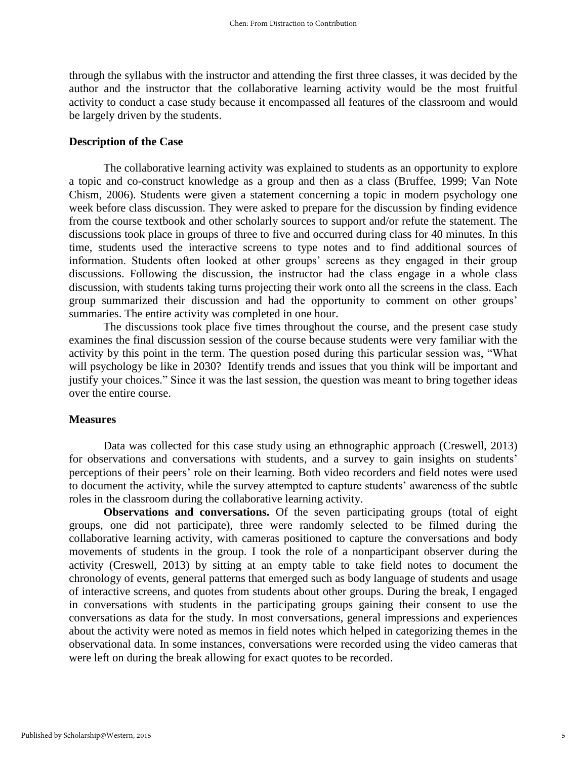through the syllabus with the instructor and attending the first three classes, it was decided by the author and the instructor that the collaborative learning activity would be the most fruitful activity to conduct a case study because it encompassed all features of the classroom and would be largely driven by the students.

### Description of the Case

The collaborative learning activity was explained to students as an opportunity to explore a topic and co-construct knowledge as a group and then as a class (Bruffee, 1999; Van Note Chism, 2006). Students were given a statement concerning a topic in modern psychology one week before class discussion. They were asked to prepare for the discussion by finding evidence from the course textbook and other scholarly sources to support and/or refute the statement. The discussions took place in groups of three to five and occurred during class for 40 minutes. In this time, students used the interactive screens to type notes and to find additional sources of information. Students often looked at other groups' screens as they engaged in their group discussions. Following the discussion, the instructor had the class engage in a whole class discussion, with students taking turns projecting their work onto all the screens in the class. Each group summarized their discussion and had the opportunity to comment on other groups' summaries. The entire activity was completed in one hour.

The discussions took place five times throughout the course, and the present case study examines the final discussion session of the course because students were very familiar with the activity by this point in the term. The question posed during this particular session was, "What will psychology be like in 2030? Identify trends and issues that you think will be important and justify your choices." Since it was the last session, the question was meant to bring together ideas over the entire course.

### Measures

Data was collected for this case study using an ethnographic approach (Creswell, 2013) for observations and conversations with students, and a survey to gain insights on students' perceptions of their peers' role on their learning. Both video recorders and field notes were used to document the activity, while the survey attempted to capture students' awareness of the subtle roles in the classroom during the collaborative learning activity.

**Observations and conversations.** Of the seven participating groups (total of eight groups, one did not participate), three were randomly selected to be filmed during the collaborative learning activity, with cameras positioned to capture the conversations and body movements of students in the group. I took the role of a nonparticipant observer during the activity (Creswell, 2013) by sitting at an empty table to take field notes to document the chronology of events, general patterns that emerged such as body language of students and usage of interactive screens, and quotes from students about other groups. During the break, I engaged in conversations with students in the participating groups gaining their consent to use the conversations as data for the study. In most conversations, general impressions and experiences about the activity were noted as memos in field notes which helped in categorizing themes in the observational data. In some instances, conversations were recorded using the video cameras that were left on during the break allowing for exact quotes to be recorded.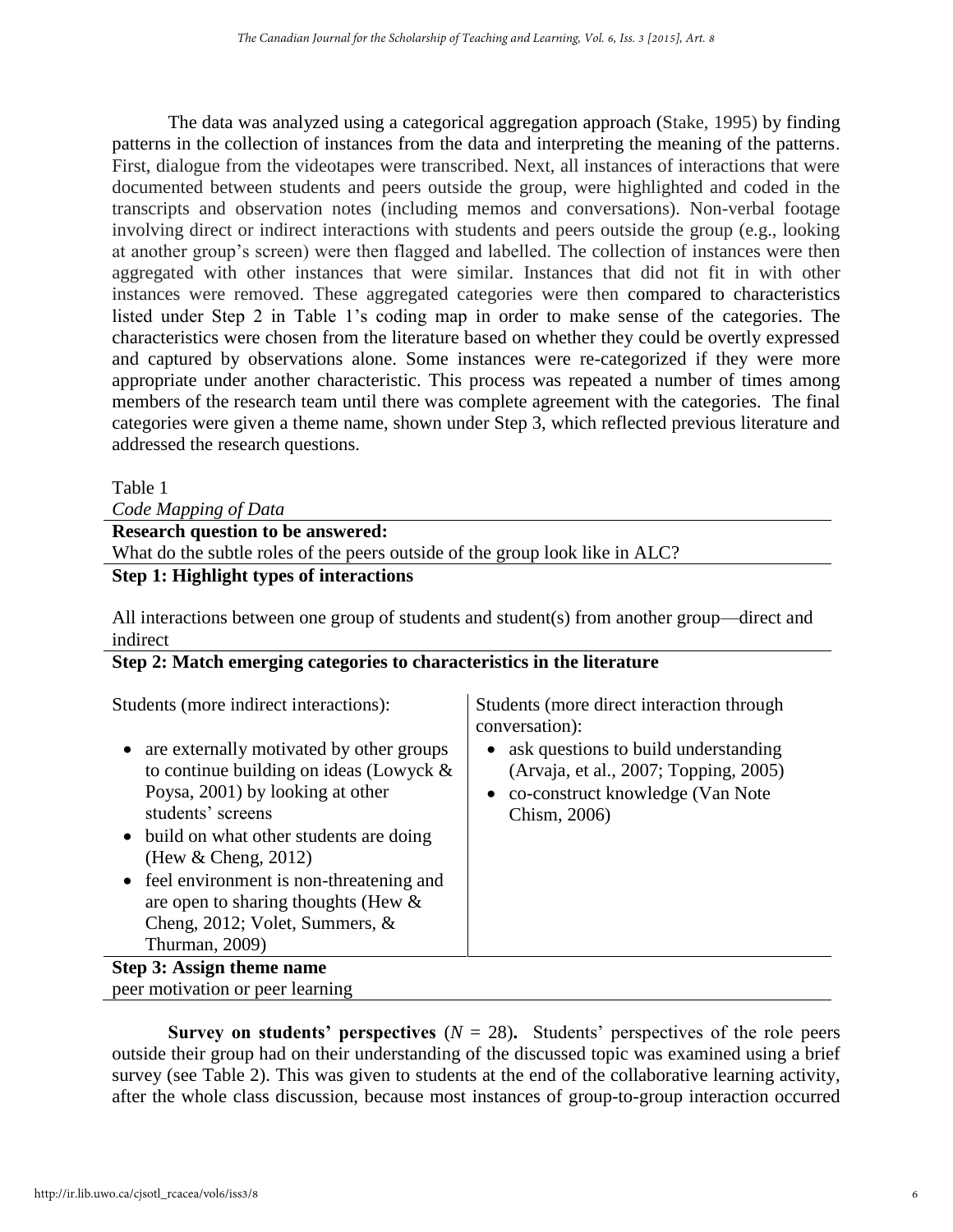The data was analyzed using a categorical aggregation approach (Stake, 1995) by finding patterns in the collection of instances from the data and interpreting the meaning of the patterns. First, dialogue from the videotapes were transcribed. Next, all instances of interactions that were documented between students and peers outside the group, were highlighted and coded in the transcripts and observation notes (including memos and conversations). Non-verbal footage involving direct or indirect interactions with students and peers outside the group (e.g., looking at another group's screen) were then flagged and labelled. The collection of instances were then aggregated with other instances that were similar. Instances that did not fit in with other instances were removed. These aggregated categories were then compared to characteristics listed under Step 2 in Table 1's coding map in order to make sense of the categories. The characteristics were chosen from the literature based on whether they could be overtly expressed and captured by observations alone. Some instances were re-categorized if they were more appropriate under another characteristic. This process was repeated a number of times among members of the research team until there was complete agreement with the categories. The final categories were given a theme name, shown under Step 3, which reflected previous literature and addressed the research questions.

Table 1
*Code Mapping of Data*

| **Research question to be answered:** | |
|---|---|
| What do the subtle roles of the peers outside of the group look like in ALC? | |
| **Step 1: Highlight types of interactions** | |
| All interactions between one group of students and student(s) from another group—direct and indirect | |
| **Step 2: Match emerging categories to characteristics in the literature** | |
| Students (more indirect interactions):<br>• are externally motivated by other groups to continue building on ideas (Lowyck & Poysa, 2001) by looking at other students' screens<br>• build on what other students are doing (Hew & Cheng, 2012)<br>• feel environment is non-threatening and are open to sharing thoughts (Hew & Cheng, 2012; Volet, Summers, & Thurman, 2009) | Students (more direct interaction through conversation):<br>• ask questions to build understanding (Arvaja, et al., 2007; Topping, 2005)<br>• co-construct knowledge (Van Note Chism, 2006) |
| **Step 3: Assign theme name** | |
| peer motivation or peer learning | |

**Survey on students' perspectives** ($N$ = 28)**.** Students' perspectives of the role peers outside their group had on their understanding of the discussed topic was examined using a brief survey (see Table 2). This was given to students at the end of the collaborative learning activity, after the whole class discussion, because most instances of group-to-group interaction occurred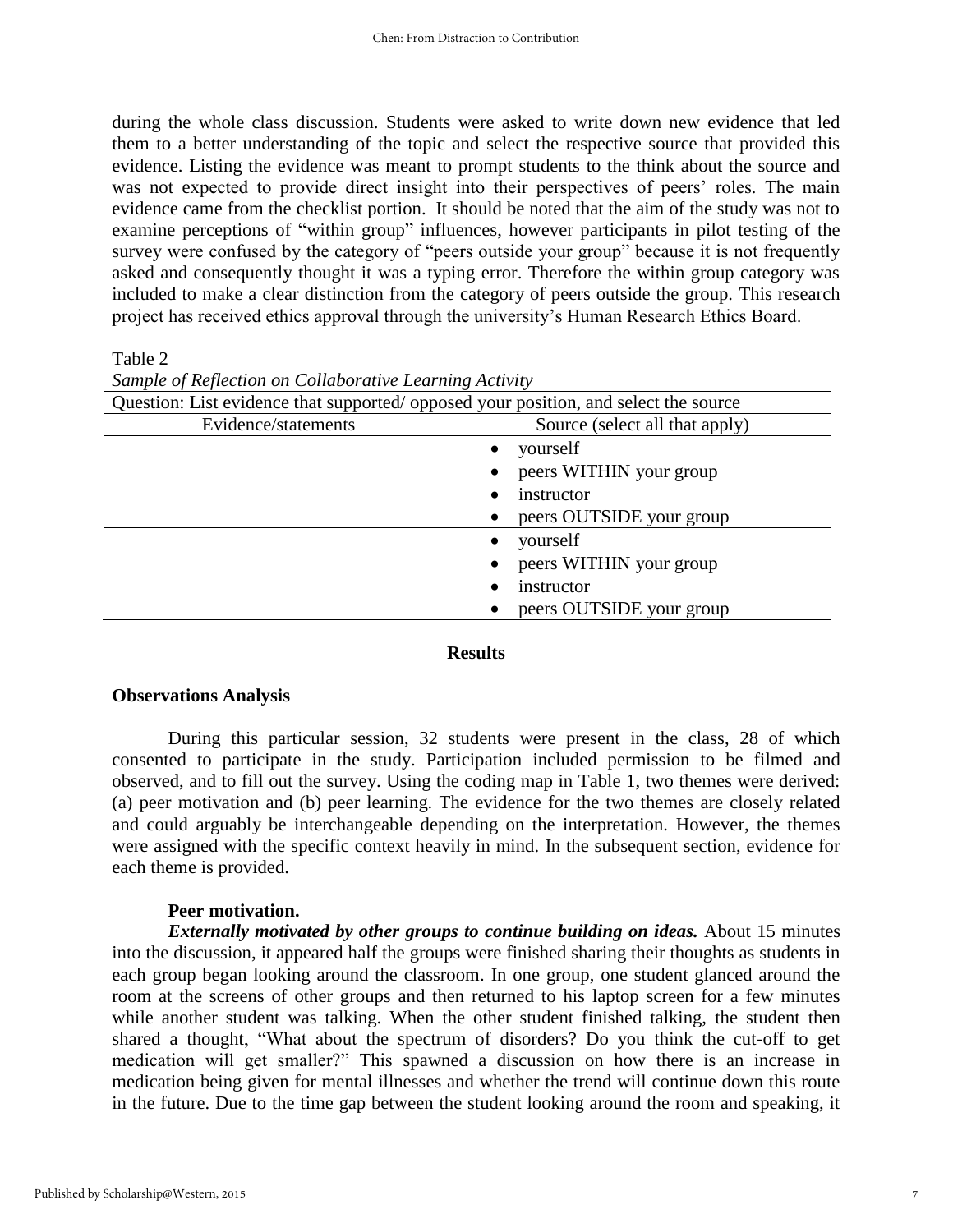during the whole class discussion. Students were asked to write down new evidence that led them to a better understanding of the topic and select the respective source that provided this evidence. Listing the evidence was meant to prompt students to the think about the source and was not expected to provide direct insight into their perspectives of peers' roles. The main evidence came from the checklist portion. It should be noted that the aim of the study was not to examine perceptions of "within group" influences, however participants in pilot testing of the survey were confused by the category of "peers outside your group" because it is not frequently asked and consequently thought it was a typing error. Therefore the within group category was included to make a clear distinction from the category of peers outside the group. This research project has received ethics approval through the university's Human Research Ethics Board.

Table 2
*Sample of Reflection on Collaborative Learning Activity*

| Question: List evidence that supported/ opposed your position, and select the source | |
|---|---|
| Evidence/statements | Source (select all that apply) |
| | • yourself<br>• peers WITHIN your group<br>• instructor<br>• peers OUTSIDE your group |
| | • yourself<br>• peers WITHIN your group<br>• instructor<br>• peers OUTSIDE your group |

## Results

### Observations Analysis

During this particular session, 32 students were present in the class, 28 of which consented to participate in the study. Participation included permission to be filmed and observed, and to fill out the survey. Using the coding map in Table 1, two themes were derived: (a) peer motivation and (b) peer learning. The evidence for the two themes are closely related and could arguably be interchangeable depending on the interpretation. However, the themes were assigned with the specific context heavily in mind. In the subsequent section, evidence for each theme is provided.

#### Peer motivation.

***Externally motivated by other groups to continue building on ideas.*** About 15 minutes into the discussion, it appeared half the groups were finished sharing their thoughts as students in each group began looking around the classroom. In one group, one student glanced around the room at the screens of other groups and then returned to his laptop screen for a few minutes while another student was talking. When the other student finished talking, the student then shared a thought, "What about the spectrum of disorders? Do you think the cut-off to get medication will get smaller?" This spawned a discussion on how there is an increase in medication being given for mental illnesses and whether the trend will continue down this route in the future. Due to the time gap between the student looking around the room and speaking, it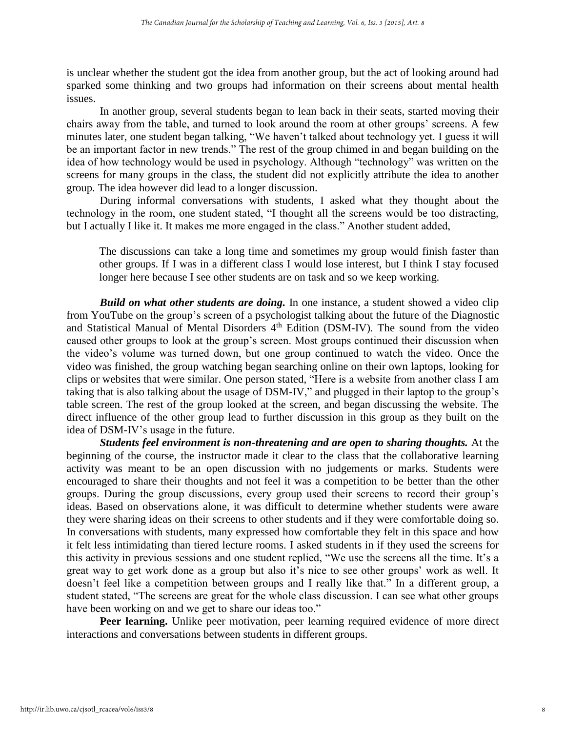is unclear whether the student got the idea from another group, but the act of looking around had sparked some thinking and two groups had information on their screens about mental health issues.

In another group, several students began to lean back in their seats, started moving their chairs away from the table, and turned to look around the room at other groups' screens. A few minutes later, one student began talking, "We haven't talked about technology yet. I guess it will be an important factor in new trends." The rest of the group chimed in and began building on the idea of how technology would be used in psychology. Although "technology" was written on the screens for many groups in the class, the student did not explicitly attribute the idea to another group. The idea however did lead to a longer discussion.

During informal conversations with students, I asked what they thought about the technology in the room, one student stated, "I thought all the screens would be too distracting, but I actually I like it. It makes me more engaged in the class." Another student added,

> The discussions can take a long time and sometimes my group would finish faster than other groups. If I was in a different class I would lose interest, but I think I stay focused longer here because I see other students are on task and so we keep working.

***Build on what other students are doing.*** In one instance, a student showed a video clip from YouTube on the group's screen of a psychologist talking about the future of the Diagnostic and Statistical Manual of Mental Disorders 4th Edition (DSM-IV). The sound from the video caused other groups to look at the group's screen. Most groups continued their discussion when the video's volume was turned down, but one group continued to watch the video. Once the video was finished, the group watching began searching online on their own laptops, looking for clips or websites that were similar. One person stated, "Here is a website from another class I am taking that is also talking about the usage of DSM-IV," and plugged in their laptop to the group's table screen. The rest of the group looked at the screen, and began discussing the website. The direct influence of the other group lead to further discussion in this group as they built on the idea of DSM-IV's usage in the future.

***Students feel environment is non-threatening and are open to sharing thoughts.*** At the beginning of the course, the instructor made it clear to the class that the collaborative learning activity was meant to be an open discussion with no judgements or marks. Students were encouraged to share their thoughts and not feel it was a competition to be better than the other groups. During the group discussions, every group used their screens to record their group's ideas. Based on observations alone, it was difficult to determine whether students were aware they were sharing ideas on their screens to other students and if they were comfortable doing so. In conversations with students, many expressed how comfortable they felt in this space and how it felt less intimidating than tiered lecture rooms. I asked students in if they used the screens for this activity in previous sessions and one student replied, "We use the screens all the time. It's a great way to get work done as a group but also it's nice to see other groups' work as well. It doesn't feel like a competition between groups and I really like that." In a different group, a student stated, "The screens are great for the whole class discussion. I can see what other groups have been working on and we get to share our ideas too."

**Peer learning.** Unlike peer motivation, peer learning required evidence of more direct interactions and conversations between students in different groups.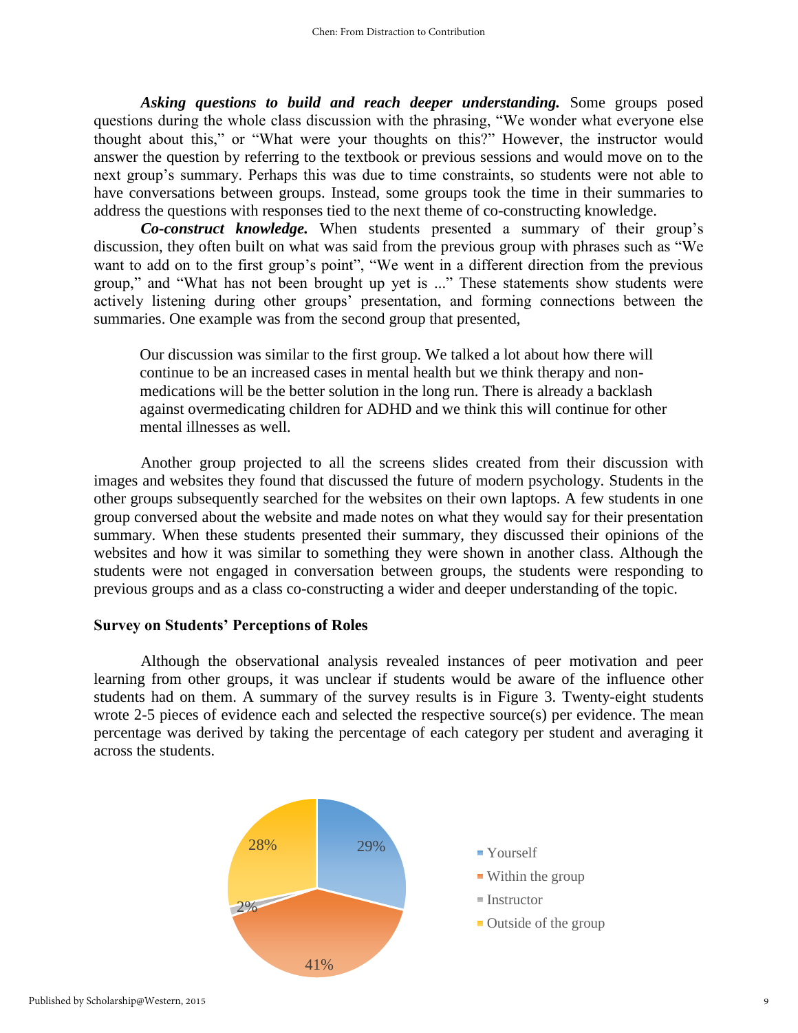***Asking questions to build and reach deeper understanding.*** Some groups posed questions during the whole class discussion with the phrasing, "We wonder what everyone else thought about this," or "What were your thoughts on this?" However, the instructor would answer the question by referring to the textbook or previous sessions and would move on to the next group's summary. Perhaps this was due to time constraints, so students were not able to have conversations between groups. Instead, some groups took the time in their summaries to address the questions with responses tied to the next theme of co-constructing knowledge.

***Co-construct knowledge.*** When students presented a summary of their group's discussion, they often built on what was said from the previous group with phrases such as "We want to add on to the first group's point", "We went in a different direction from the previous group," and "What has not been brought up yet is ..." These statements show students were actively listening during other groups' presentation, and forming connections between the summaries. One example was from the second group that presented,

> Our discussion was similar to the first group. We talked a lot about how there will continue to be an increased cases in mental health but we think therapy and non-medications will be the better solution in the long run. There is already a backlash against overmedicating children for ADHD and we think this will continue for other mental illnesses as well.

Another group projected to all the screens slides created from their discussion with images and websites they found that discussed the future of modern psychology. Students in the other groups subsequently searched for the websites on their own laptops. A few students in one group conversed about the website and made notes on what they would say for their presentation summary. When these students presented their summary, they discussed their opinions of the websites and how it was similar to something they were shown in another class. Although the students were not engaged in conversation between groups, the students were responding to previous groups and as a class co-constructing a wider and deeper understanding of the topic.

## Survey on Students' Perceptions of Roles

Although the observational analysis revealed instances of peer motivation and peer learning from other groups, it was unclear if students would be aware of the influence other students had on them. A summary of the survey results is in Figure 3. Twenty-eight students wrote 2-5 pieces of evidence each and selected the respective source(s) per evidence. The mean percentage was derived by taking the percentage of each category per student and averaging it across the students.

| Source | Percentage |
|---|---|
| Yourself | 29% |
| Within the group | 41% |
| Instructor | 2% |
| Outside of the group | 28% |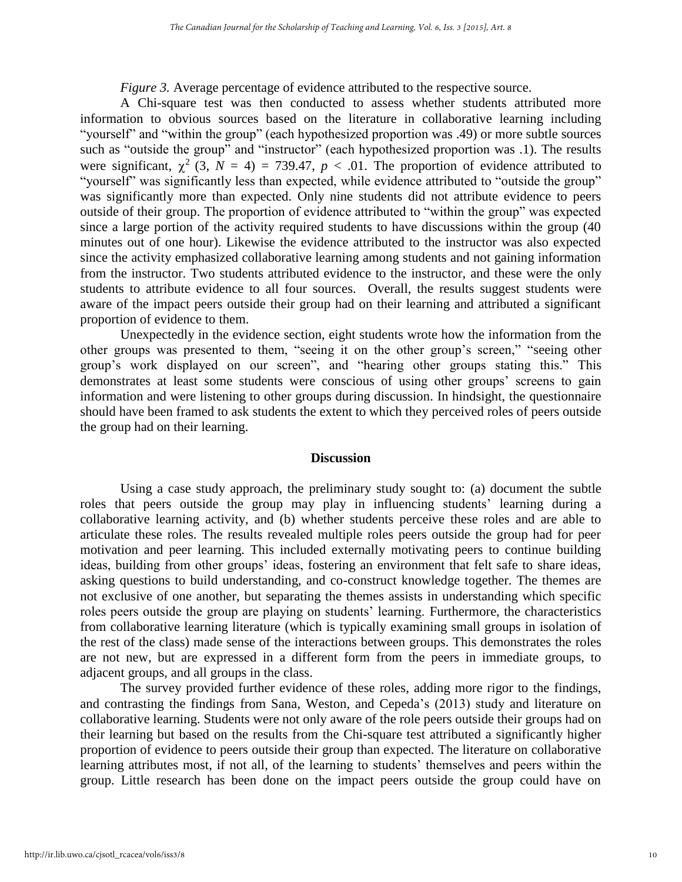*Figure 3.* Average percentage of evidence attributed to the respective source.

A Chi-square test was then conducted to assess whether students attributed more information to obvious sources based on the literature in collaborative learning including "yourself" and "within the group" (each hypothesized proportion was .49) or more subtle sources such as "outside the group" and "instructor" (each hypothesized proportion was .1). The results were significant, $\chi^2$ (3, $N$ = 4) = 739.47, $p$ < .01. The proportion of evidence attributed to "yourself" was significantly less than expected, while evidence attributed to "outside the group" was significantly more than expected. Only nine students did not attribute evidence to peers outside of their group. The proportion of evidence attributed to "within the group" was expected since a large portion of the activity required students to have discussions within the group (40 minutes out of one hour). Likewise the evidence attributed to the instructor was also expected since the activity emphasized collaborative learning among students and not gaining information from the instructor. Two students attributed evidence to the instructor, and these were the only students to attribute evidence to all four sources. Overall, the results suggest students were aware of the impact peers outside their group had on their learning and attributed a significant proportion of evidence to them.

Unexpectedly in the evidence section, eight students wrote how the information from the other groups was presented to them, "seeing it on the other group's screen," "seeing other group's work displayed on our screen", and "hearing other groups stating this." This demonstrates at least some students were conscious of using other groups' screens to gain information and were listening to other groups during discussion. In hindsight, the questionnaire should have been framed to ask students the extent to which they perceived roles of peers outside the group had on their learning.

## Discussion

Using a case study approach, the preliminary study sought to: (a) document the subtle roles that peers outside the group may play in influencing students' learning during a collaborative learning activity, and (b) whether students perceive these roles and are able to articulate these roles. The results revealed multiple roles peers outside the group had for peer motivation and peer learning. This included externally motivating peers to continue building ideas, building from other groups' ideas, fostering an environment that felt safe to share ideas, asking questions to build understanding, and co-construct knowledge together. The themes are not exclusive of one another, but separating the themes assists in understanding which specific roles peers outside the group are playing on students' learning. Furthermore, the characteristics from collaborative learning literature (which is typically examining small groups in isolation of the rest of the class) made sense of the interactions between groups. This demonstrates the roles are not new, but are expressed in a different form from the peers in immediate groups, to adjacent groups, and all groups in the class.

The survey provided further evidence of these roles, adding more rigor to the findings, and contrasting the findings from Sana, Weston, and Cepeda's (2013) study and literature on collaborative learning. Students were not only aware of the role peers outside their groups had on their learning but based on the results from the Chi-square test attributed a significantly higher proportion of evidence to peers outside their group than expected. The literature on collaborative learning attributes most, if not all, of the learning to students' themselves and peers within the group. Little research has been done on the impact peers outside the group could have on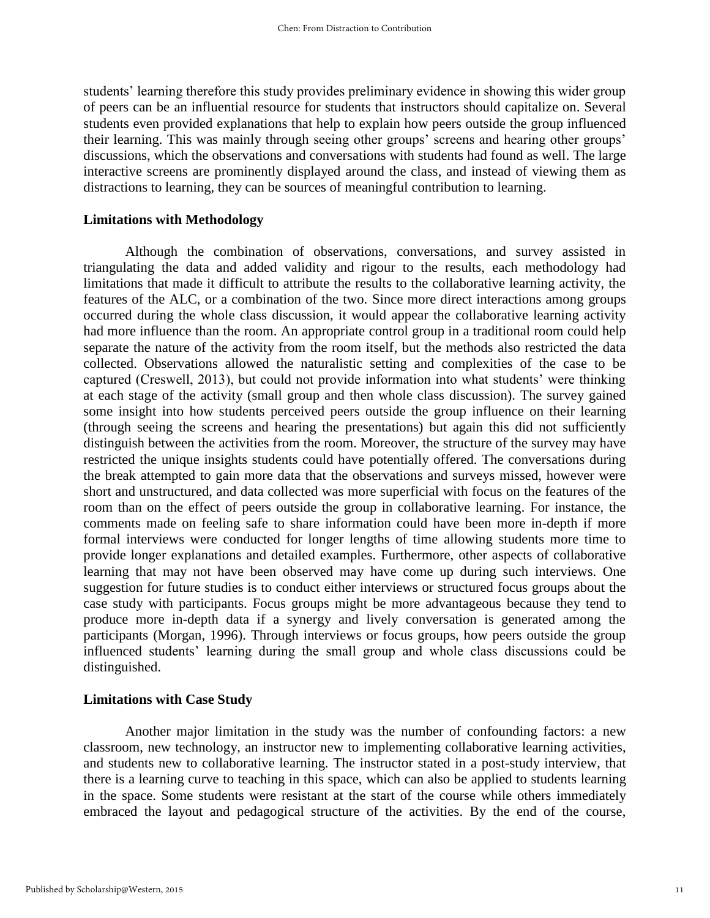students' learning therefore this study provides preliminary evidence in showing this wider group of peers can be an influential resource for students that instructors should capitalize on. Several students even provided explanations that help to explain how peers outside the group influenced their learning. This was mainly through seeing other groups' screens and hearing other groups' discussions, which the observations and conversations with students had found as well. The large interactive screens are prominently displayed around the class, and instead of viewing them as distractions to learning, they can be sources of meaningful contribution to learning.

### Limitations with Methodology

Although the combination of observations, conversations, and survey assisted in triangulating the data and added validity and rigour to the results, each methodology had limitations that made it difficult to attribute the results to the collaborative learning activity, the features of the ALC, or a combination of the two. Since more direct interactions among groups occurred during the whole class discussion, it would appear the collaborative learning activity had more influence than the room. An appropriate control group in a traditional room could help separate the nature of the activity from the room itself, but the methods also restricted the data collected. Observations allowed the naturalistic setting and complexities of the case to be captured (Creswell, 2013), but could not provide information into what students' were thinking at each stage of the activity (small group and then whole class discussion). The survey gained some insight into how students perceived peers outside the group influence on their learning (through seeing the screens and hearing the presentations) but again this did not sufficiently distinguish between the activities from the room. Moreover, the structure of the survey may have restricted the unique insights students could have potentially offered. The conversations during the break attempted to gain more data that the observations and surveys missed, however were short and unstructured, and data collected was more superficial with focus on the features of the room than on the effect of peers outside the group in collaborative learning. For instance, the comments made on feeling safe to share information could have been more in-depth if more formal interviews were conducted for longer lengths of time allowing students more time to provide longer explanations and detailed examples. Furthermore, other aspects of collaborative learning that may not have been observed may have come up during such interviews. One suggestion for future studies is to conduct either interviews or structured focus groups about the case study with participants. Focus groups might be more advantageous because they tend to produce more in-depth data if a synergy and lively conversation is generated among the participants (Morgan, 1996). Through interviews or focus groups, how peers outside the group influenced students' learning during the small group and whole class discussions could be distinguished.

### Limitations with Case Study

Another major limitation in the study was the number of confounding factors: a new classroom, new technology, an instructor new to implementing collaborative learning activities, and students new to collaborative learning. The instructor stated in a post-study interview, that there is a learning curve to teaching in this space, which can also be applied to students learning in the space. Some students were resistant at the start of the course while others immediately embraced the layout and pedagogical structure of the activities. By the end of the course,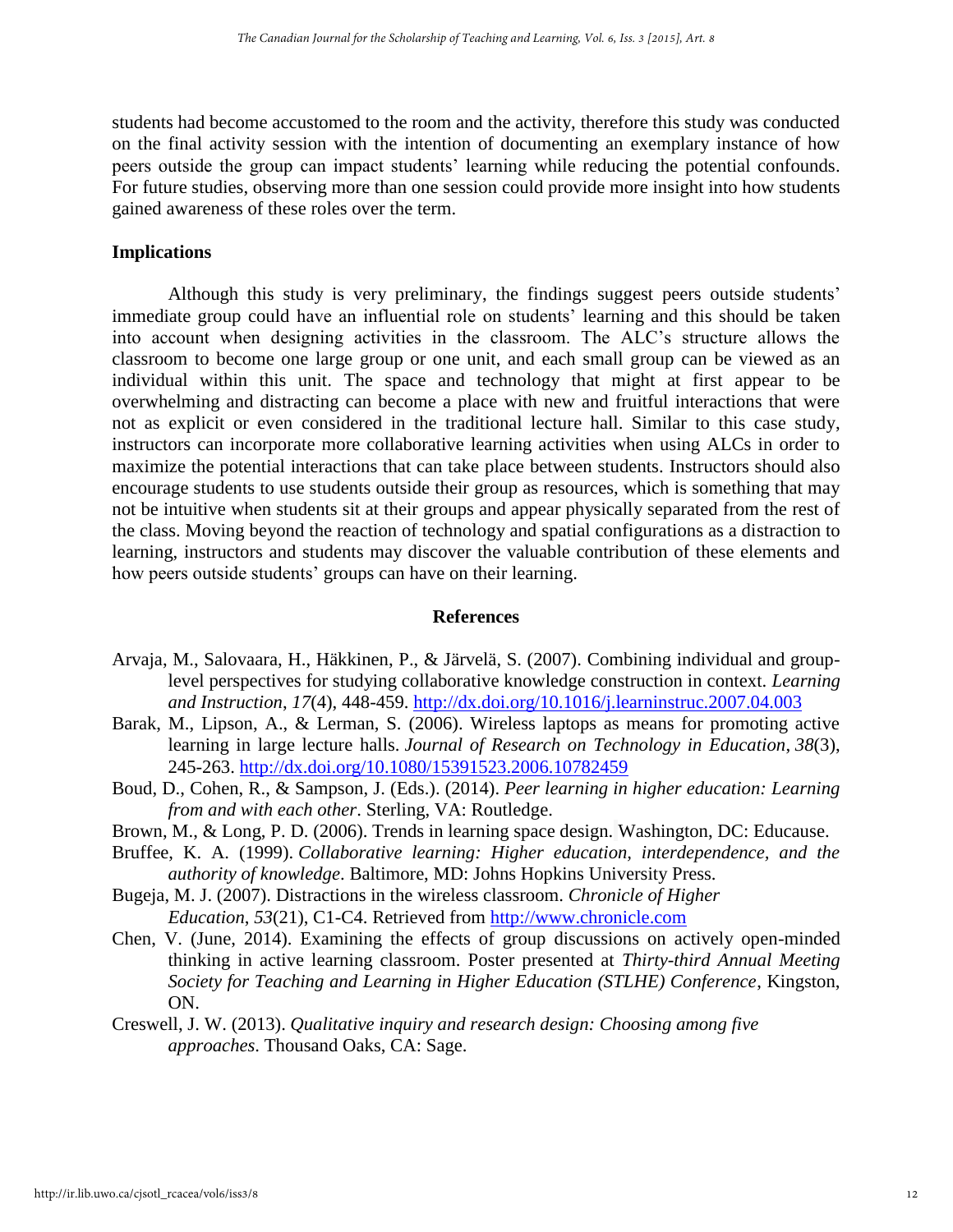students had become accustomed to the room and the activity, therefore this study was conducted on the final activity session with the intention of documenting an exemplary instance of how peers outside the group can impact students' learning while reducing the potential confounds. For future studies, observing more than one session could provide more insight into how students gained awareness of these roles over the term.

### Implications

Although this study is very preliminary, the findings suggest peers outside students' immediate group could have an influential role on students' learning and this should be taken into account when designing activities in the classroom. The ALC's structure allows the classroom to become one large group or one unit, and each small group can be viewed as an individual within this unit. The space and technology that might at first appear to be overwhelming and distracting can become a place with new and fruitful interactions that were not as explicit or even considered in the traditional lecture hall. Similar to this case study, instructors can incorporate more collaborative learning activities when using ALCs in order to maximize the potential interactions that can take place between students. Instructors should also encourage students to use students outside their group as resources, which is something that may not be intuitive when students sit at their groups and appear physically separated from the rest of the class. Moving beyond the reaction of technology and spatial configurations as a distraction to learning, instructors and students may discover the valuable contribution of these elements and how peers outside students' groups can have on their learning.

## References

Arvaja, M., Salovaara, H., Häkkinen, P., & Järvelä, S. (2007). Combining individual and group-level perspectives for studying collaborative knowledge construction in context. *Learning and Instruction*, *17*(4), 448-459. http://dx.doi.org/10.1016/j.learninstruc.2007.04.003

Barak, M., Lipson, A., & Lerman, S. (2006). Wireless laptops as means for promoting active learning in large lecture halls. *Journal of Research on Technology in Education*, *38*(3), 245-263. http://dx.doi.org/10.1080/15391523.2006.10782459

Boud, D., Cohen, R., & Sampson, J. (Eds.). (2014). *Peer learning in higher education: Learning from and with each other*. Sterling, VA: Routledge.

Brown, M., & Long, P. D. (2006). Trends in learning space design. Washington, DC: Educause.

Bruffee, K. A. (1999). *Collaborative learning: Higher education, interdependence, and the authority of knowledge*. Baltimore, MD: Johns Hopkins University Press.

Bugeja, M. J. (2007). Distractions in the wireless classroom. *Chronicle of Higher Education*, *53*(21), C1-C4. Retrieved from http://www.chronicle.com

Chen, V. (June, 2014). Examining the effects of group discussions on actively open-minded thinking in active learning classroom. Poster presented at *Thirty-third Annual Meeting Society for Teaching and Learning in Higher Education (STLHE) Conference*, Kingston, ON.

Creswell, J. W. (2013). *Qualitative inquiry and research design: Choosing among five approaches.* Thousand Oaks, CA: Sage.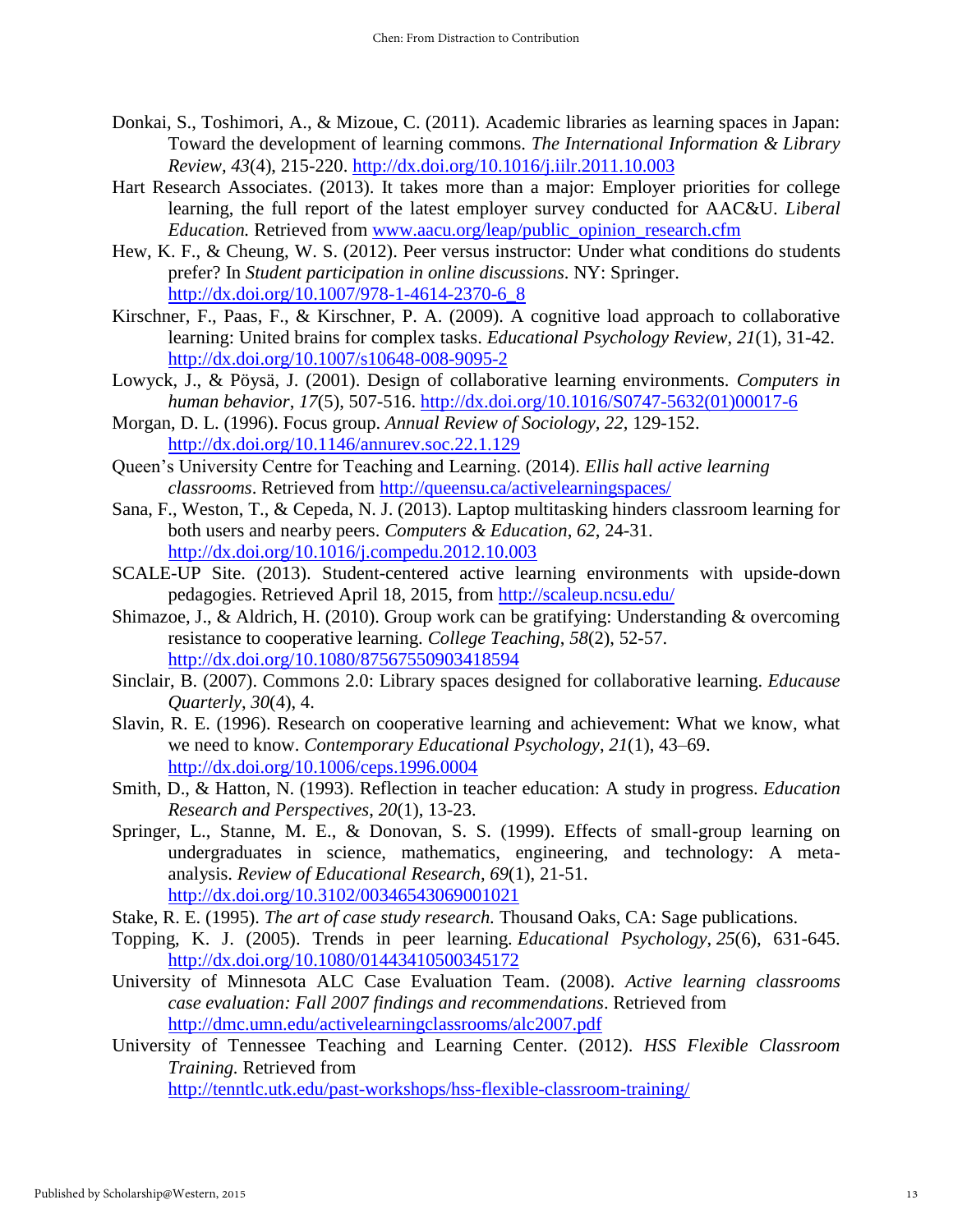Donkai, S., Toshimori, A., & Mizoue, C. (2011). Academic libraries as learning spaces in Japan: Toward the development of learning commons. *The International Information & Library Review*, *43*(4), 215-220. http://dx.doi.org/10.1016/j.iilr.2011.10.003

Hart Research Associates. (2013). It takes more than a major: Employer priorities for college learning, the full report of the latest employer survey conducted for AAC&U. *Liberal Education.* Retrieved from www.aacu.org/leap/public_opinion_research.cfm

Hew, K. F., & Cheung, W. S. (2012). Peer versus instructor: Under what conditions do students prefer? In *Student participation in online discussions*. NY: Springer. http://dx.doi.org/10.1007/978-1-4614-2370-6_8

Kirschner, F., Paas, F., & Kirschner, P. A. (2009). A cognitive load approach to collaborative learning: United brains for complex tasks. *Educational Psychology Review*, *21*(1), 31-42. http://dx.doi.org/10.1007/s10648-008-9095-2

Lowyck, J., & Pöysä, J. (2001). Design of collaborative learning environments. *Computers in human behavior*, *17*(5), 507-516. http://dx.doi.org/10.1016/S0747-5632(01)00017-6

Morgan, D. L. (1996). Focus group. *Annual Review of Sociology*, *22*, 129-152. http://dx.doi.org/10.1146/annurev.soc.22.1.129

Queen's University Centre for Teaching and Learning. (2014). *Ellis hall active learning classrooms*. Retrieved from http://queensu.ca/activelearningspaces/

Sana, F., Weston, T., & Cepeda, N. J. (2013). Laptop multitasking hinders classroom learning for both users and nearby peers. *Computers & Education*, *62*, 24-31. http://dx.doi.org/10.1016/j.compedu.2012.10.003

SCALE-UP Site. (2013). Student-centered active learning environments with upside-down pedagogies. Retrieved April 18, 2015, from http://scaleup.ncsu.edu/

Shimazoe, J., & Aldrich, H. (2010). Group work can be gratifying: Understanding & overcoming resistance to cooperative learning. *College Teaching*, *58*(2), 52-57. http://dx.doi.org/10.1080/87567550903418594

Sinclair, B. (2007). Commons 2.0: Library spaces designed for collaborative learning. *Educause Quarterly*, *30*(4), 4.

Slavin, R. E. (1996). Research on cooperative learning and achievement: What we know, what we need to know. *Contemporary Educational Psychology*, *21*(1), 43–69. http://dx.doi.org/10.1006/ceps.1996.0004

Smith, D., & Hatton, N. (1993). Reflection in teacher education: A study in progress. *Education Research and Perspectives*, *20*(1), 13-23.

Springer, L., Stanne, M. E., & Donovan, S. S. (1999). Effects of small-group learning on undergraduates in science, mathematics, engineering, and technology: A meta-analysis. *Review of Educational Research*, *69*(1), 21-51. http://dx.doi.org/10.3102/00346543069001021

Stake, R. E. (1995). *The art of case study research.* Thousand Oaks, CA: Sage publications.

Topping, K. J. (2005). Trends in peer learning. *Educational Psychology*, *25*(6), 631-645. http://dx.doi.org/10.1080/01443410500345172

University of Minnesota ALC Case Evaluation Team. (2008). *Active learning classrooms case evaluation: Fall 2007 findings and recommendations*. Retrieved from http://dmc.umn.edu/activelearningclassrooms/alc2007.pdf

University of Tennessee Teaching and Learning Center. (2012). *HSS Flexible Classroom Training.* Retrieved from http://tenntlc.utk.edu/past-workshops/hss-flexible-classroom-training/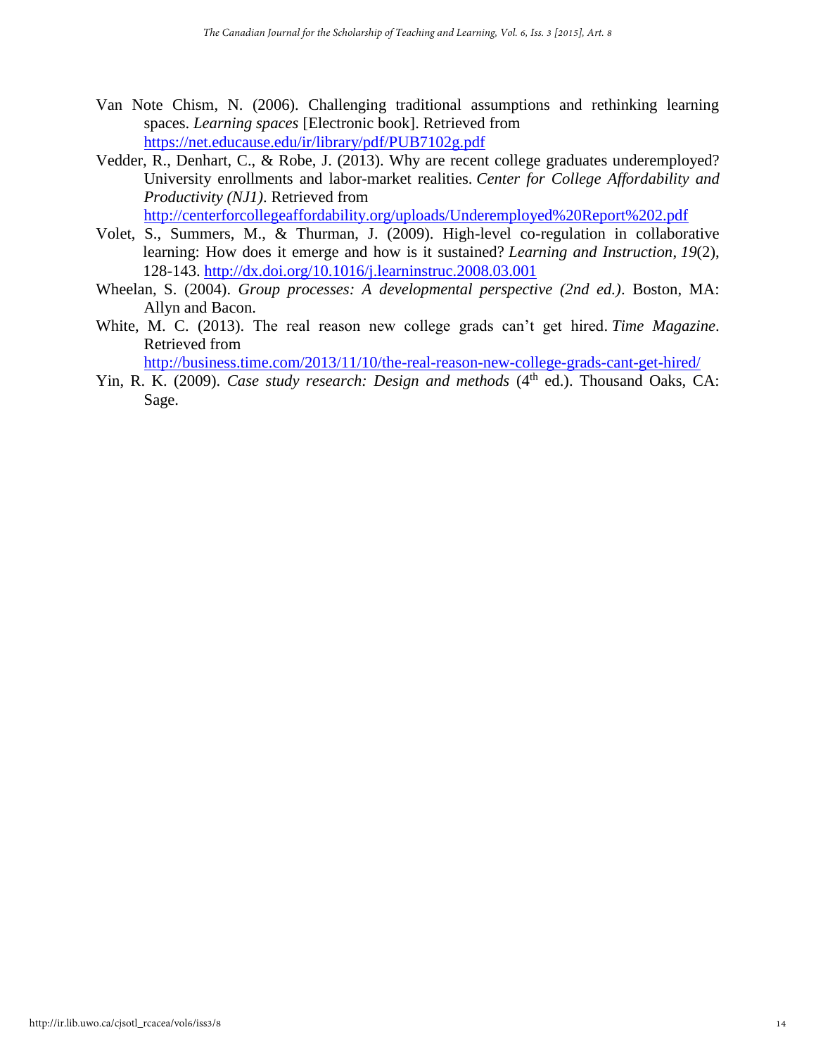Van Note Chism, N. (2006). Challenging traditional assumptions and rethinking learning spaces. *Learning spaces* [Electronic book]. Retrieved from https://net.educause.edu/ir/library/pdf/PUB7102g.pdf

Vedder, R., Denhart, C., & Robe, J. (2013). Why are recent college graduates underemployed? University enrollments and labor-market realities. *Center for College Affordability and Productivity (NJ1)*. Retrieved from http://centerforcollegeaffordability.org/uploads/Underemployed%20Report%202.pdf

Volet, S., Summers, M., & Thurman, J. (2009). High-level co-regulation in collaborative learning: How does it emerge and how is it sustained? *Learning and Instruction*, *19*(2), 128-143. http://dx.doi.org/10.1016/j.learninstruc.2008.03.001

Wheelan, S. (2004). *Group processes: A developmental perspective (2nd ed.)*. Boston, MA: Allyn and Bacon.

White, M. C. (2013). The real reason new college grads can't get hired. *Time Magazine*. Retrieved from http://business.time.com/2013/11/10/the-real-reason-new-college-grads-cant-get-hired/

Yin, R. K. (2009). *Case study research: Design and methods* (4th ed.). Thousand Oaks, CA: Sage.